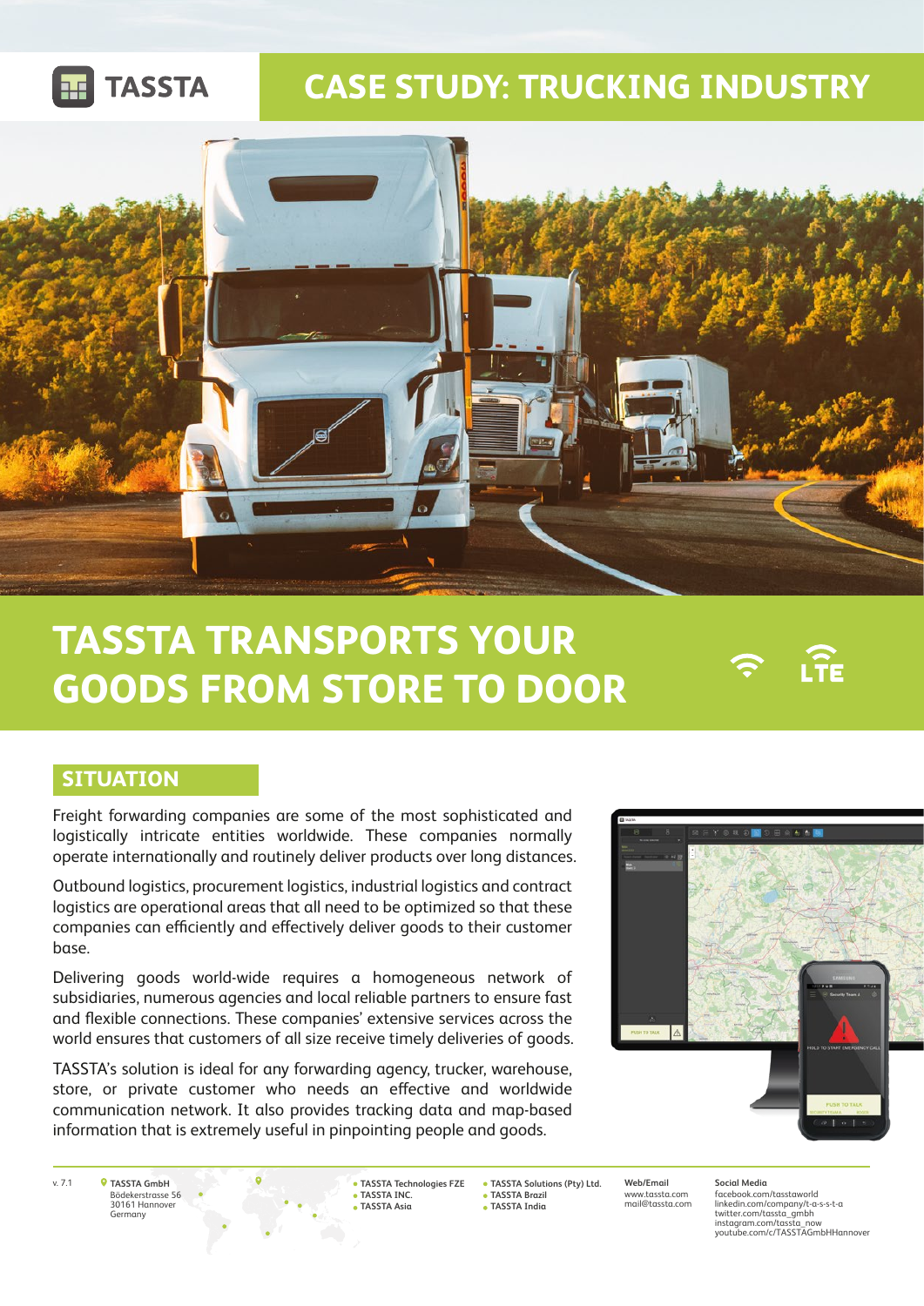# TASSTA

## CASE STUDY: TRUCKING INDUSTRY

# TASSTA TRANSPORTS YOUR GOODS FROM STORE TO DOOR

## SITUATION

Freight forwarding companies are some of the most sophisticated and logistically intricate entities worldwide. These companies normally operate internationally and routinely deliver products over long distances.

Outbound logistics, procurement logistics, industrial logistics and contract logistics are operational areas that all need to be optimized so that these companies can efficiently and effectively deliver goods to their customer base.

Delivering goods world-wide requires a homogeneous network of subsidiaries, numerous agencies and local reliable partners to ensure fast and flexible connections. These companies' extensive services across the world ensures that customers of all size receive timely deliveries of goods.

TASSTA's solution is ideal for any forwarding agency, trucker, warehouse, store, or private customer who needs an effective and worldwide communication network. It also provides tracking data and map-based information that is extremely useful in pinpointing people and goods.

---

v. 7.1

**TASSTA GmbH**
Bödekerstrasse 56
30161 Hannover
Germany

- TASSTA Technologies FZE
- TASSTA INC.
- TASSTA Asia
- TASSTA Solutions (Pty) Ltd.
- TASSTA Brazil
- TASSTA India

**Web/Email**
www.tassta.com
mail@tassta.com

**Social Media**
facebook.com/tasstaworld
linkedin.com/company/t-a-s-s-t-a
twitter.com/tassta_gmbh
instagram.com/tassta_now
youtube.com/c/TASSTAGmbHHannover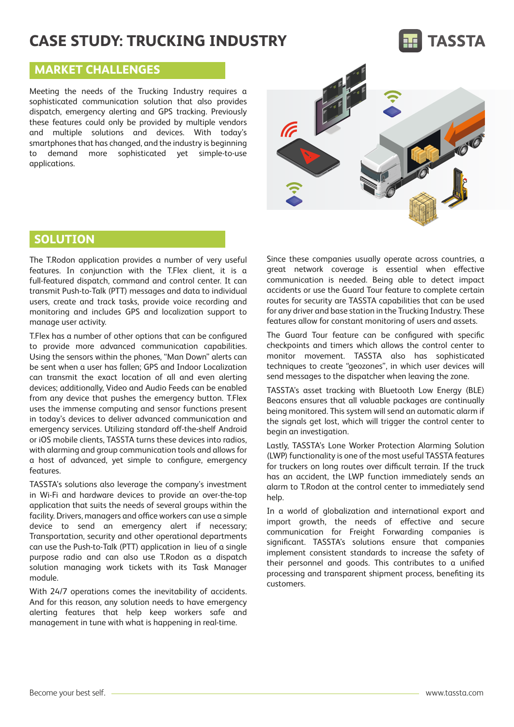# CASE STUDY: TRUCKING INDUSTRY

TASSTA

## MARKET CHALLENGES

Meeting the needs of the Trucking Industry requires a sophisticated communication solution that also provides dispatch, emergency alerting and GPS tracking. Previously these features could only be provided by multiple vendors and multiple solutions and devices. With today's smartphones that has changed, and the industry is beginning to demand more sophisticated yet simple-to-use applications.

## SOLUTION

The T.Rodon application provides a number of very useful features. In conjunction with the T.Flex client, it is a full-featured dispatch, command and control center. It can transmit Push-to-Talk (PTT) messages and data to individual users, create and track tasks, provide voice recording and monitoring and includes GPS and localization support to manage user activity.

T.Flex has a number of other options that can be configured to provide more advanced communication capabilities. Using the sensors within the phones, "Man Down" alerts can be sent when a user has fallen; GPS and Indoor Localization can transmit the exact location of all and even alerting devices; additionally, Video and Audio Feeds can be enabled from any device that pushes the emergency button. T.Flex uses the immense computing and sensor functions present in today's devices to deliver advanced communication and emergency services. Utilizing standard off-the-shelf Android or iOS mobile clients, TASSTA turns these devices into radios, with alarming and group communication tools and allows for a host of advanced, yet simple to configure, emergency features.

TASSTA's solutions also leverage the company's investment in Wi-Fi and hardware devices to provide an over-the-top application that suits the needs of several groups within the facility. Drivers, managers and office workers can use a simple device to send an emergency alert if necessary; Transportation, security and other operational departments can use the Push-to-Talk (PTT) application in lieu of a single purpose radio and can also use T.Rodon as a dispatch solution managing work tickets with its Task Manager module.

With 24/7 operations comes the inevitability of accidents. And for this reason, any solution needs to have emergency alerting features that help keep workers safe and management in tune with what is happening in real-time.

Since these companies usually operate across countries, a great network coverage is essential when effective communication is needed. Being able to detect impact accidents or use the Guard Tour feature to complete certain routes for security are TASSTA capabilities that can be used for any driver and base station in the Trucking Industry. These features allow for constant monitoring of users and assets.

The Guard Tour feature can be configured with specific checkpoints and timers which allows the control center to monitor movement. TASSTA also has sophisticated techniques to create "geozones", in which user devices will send messages to the dispatcher when leaving the zone.

TASSTA's asset tracking with Bluetooth Low Energy (BLE) Beacons ensures that all valuable packages are continually being monitored. This system will send an automatic alarm if the signals get lost, which will trigger the control center to begin an investigation.

Lastly, TASSTA's Lone Worker Protection Alarming Solution (LWP) functionality is one of the most useful TASSTA features for truckers on long routes over difficult terrain. If the truck has an accident, the LWP function immediately sends an alarm to T.Rodon at the control center to immediately send help.

In a world of globalization and international export and import growth, the needs of effective and secure communication for Freight Forwarding companies is significant. TASSTA's solutions ensure that companies implement consistent standards to increase the safety of their personnel and goods. This contributes to a unified processing and transparent shipment process, benefiting its customers.

Become your best self. www.tassta.com